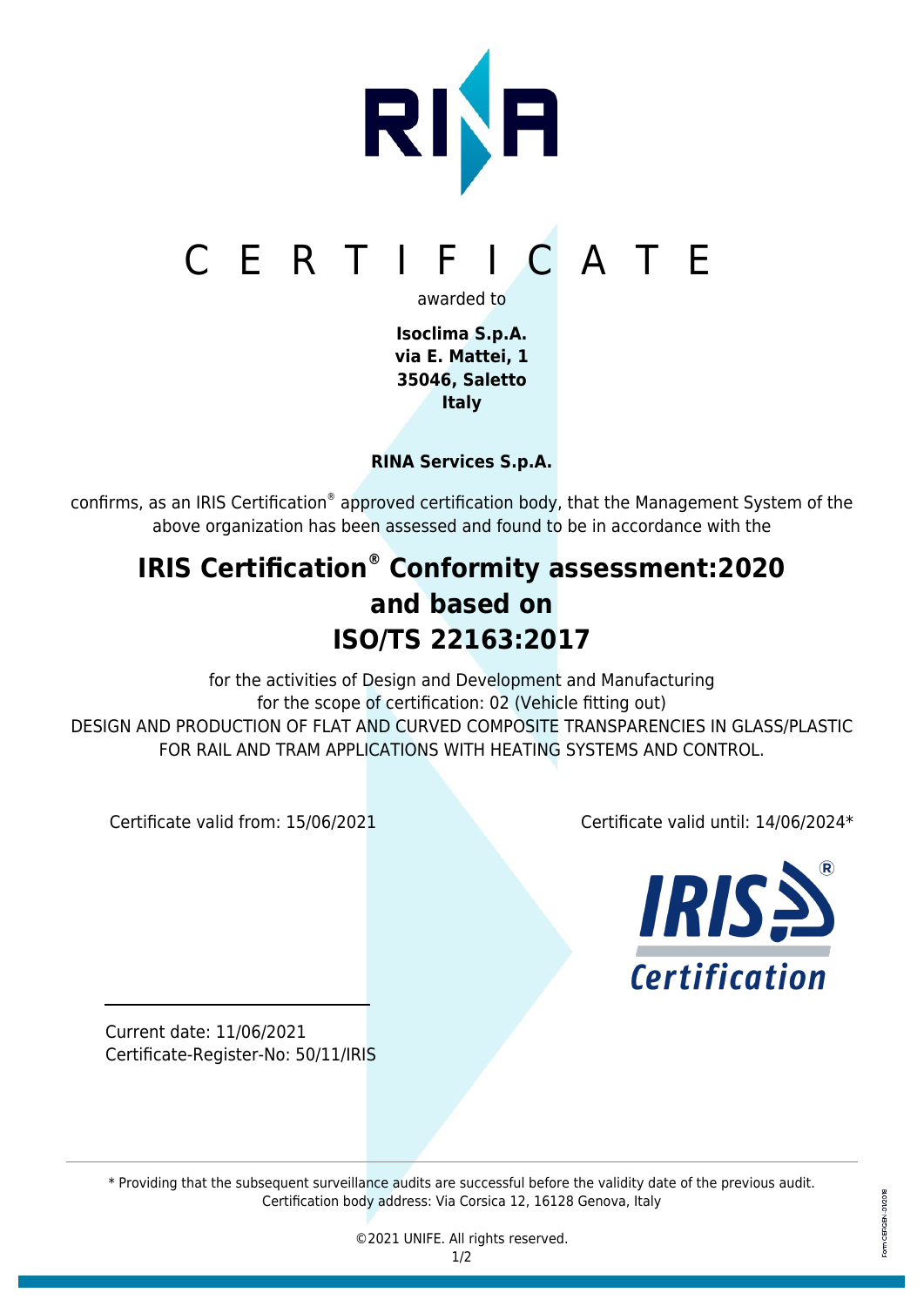# C E R T I F I C A T E

awarded to

**Isoclima S.p.A.**
**via E. Mattei, 1**
**35046, Saletto**
**Italy**

**RINA Services S.p.A.**

confirms, as an IRIS Certification® approved certification body, that the Management System of the above organization has been assessed and found to be in accordance with the

## IRIS Certification® Conformity assessment:2020 and based on ISO/TS 22163:2017

for the activities of Design and Development and Manufacturing
for the scope of certification: 02 (Vehicle fitting out)
DESIGN AND PRODUCTION OF FLAT AND CURVED COMPOSITE TRANSPARENCIES IN GLASS/PLASTIC FOR RAIL AND TRAM APPLICATIONS WITH HEATING SYSTEMS AND CONTROL.

Certificate valid from: 15/06/2021

Certificate valid until: 14/06/2024*

Current date: 11/06/2021
Certificate-Register-No: 50/11/IRIS

\* Providing that the subsequent surveillance audits are successful before the validity date of the previous audit.
Certification body address: Via Corsica 12, 16128 Genova, Italy

©2021 UNIFE. All rights reserved.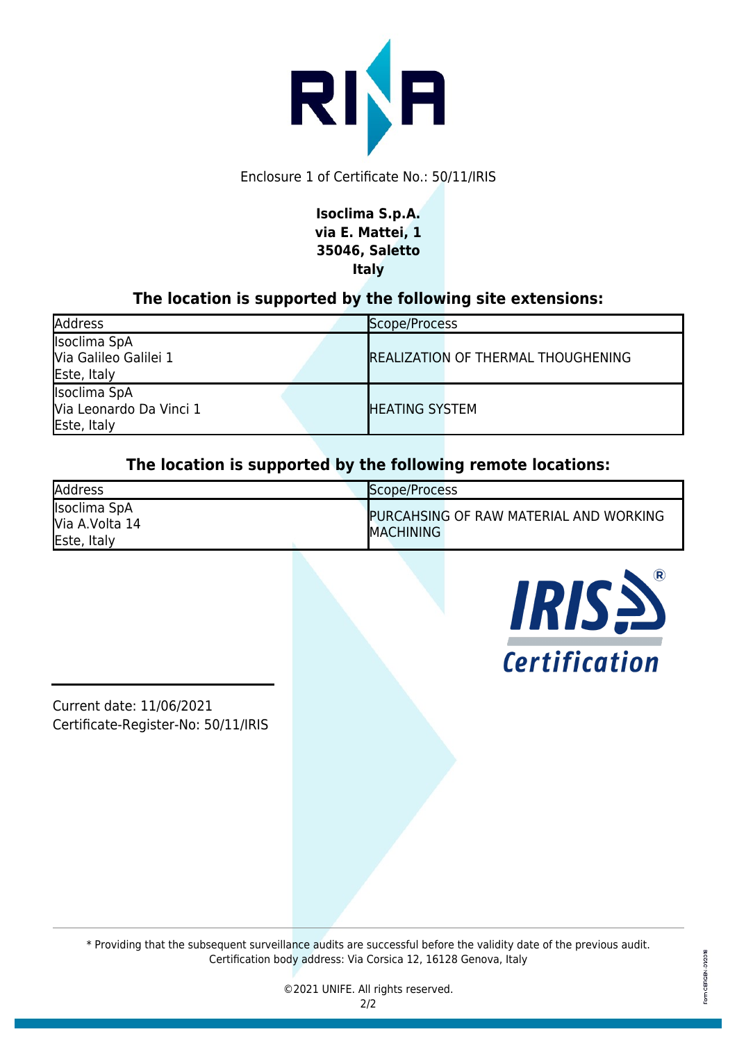Enclosure 1 of Certificate No.: 50/11/IRIS

**Isoclima S.p.A.**
**via E. Mattei, 1**
**35046, Saletto**
**Italy**

## The location is supported by the following site extensions:

| Address | Scope/Process |
| --- | --- |
| Isoclima SpA<br>Via Galileo Galilei 1<br>Este, Italy | REALIZATION OF THERMAL THOUGHENING |
| Isoclima SpA<br>Via Leonardo Da Vinci 1<br>Este, Italy | HEATING SYSTEM |

## The location is supported by the following remote locations:

| Address | Scope/Process |
| --- | --- |
| Isoclima SpA<br>Via A.Volta 14<br>Este, Italy | PURCAHSING OF RAW MATERIAL AND WORKING MACHINING |

Current date: 11/06/2021
Certificate-Register-No: 50/11/IRIS

* Providing that the subsequent surveillance audits are successful before the validity date of the previous audit.
Certification body address: Via Corsica 12, 16128 Genova, Italy

©2021 UNIFE. All rights reserved.